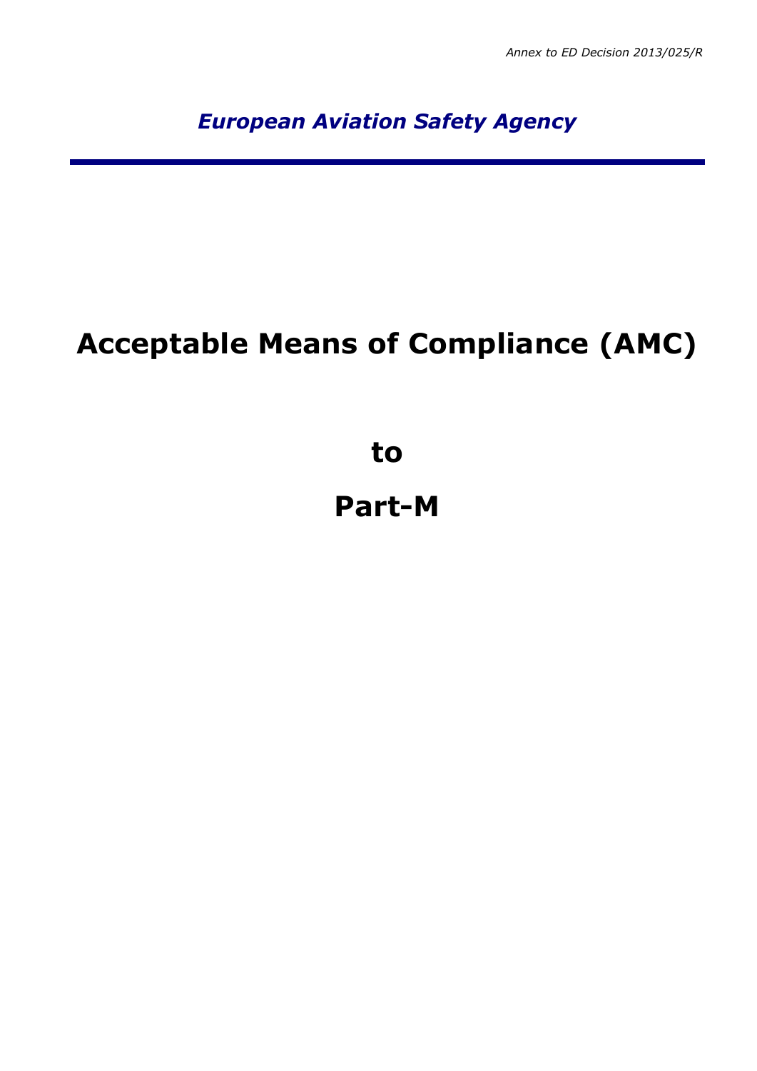*Annex to ED Decision 2013/025/R*

*European Aviation Safety Agency*

# Acceptable Means of Compliance (AMC)

# to

# Part-M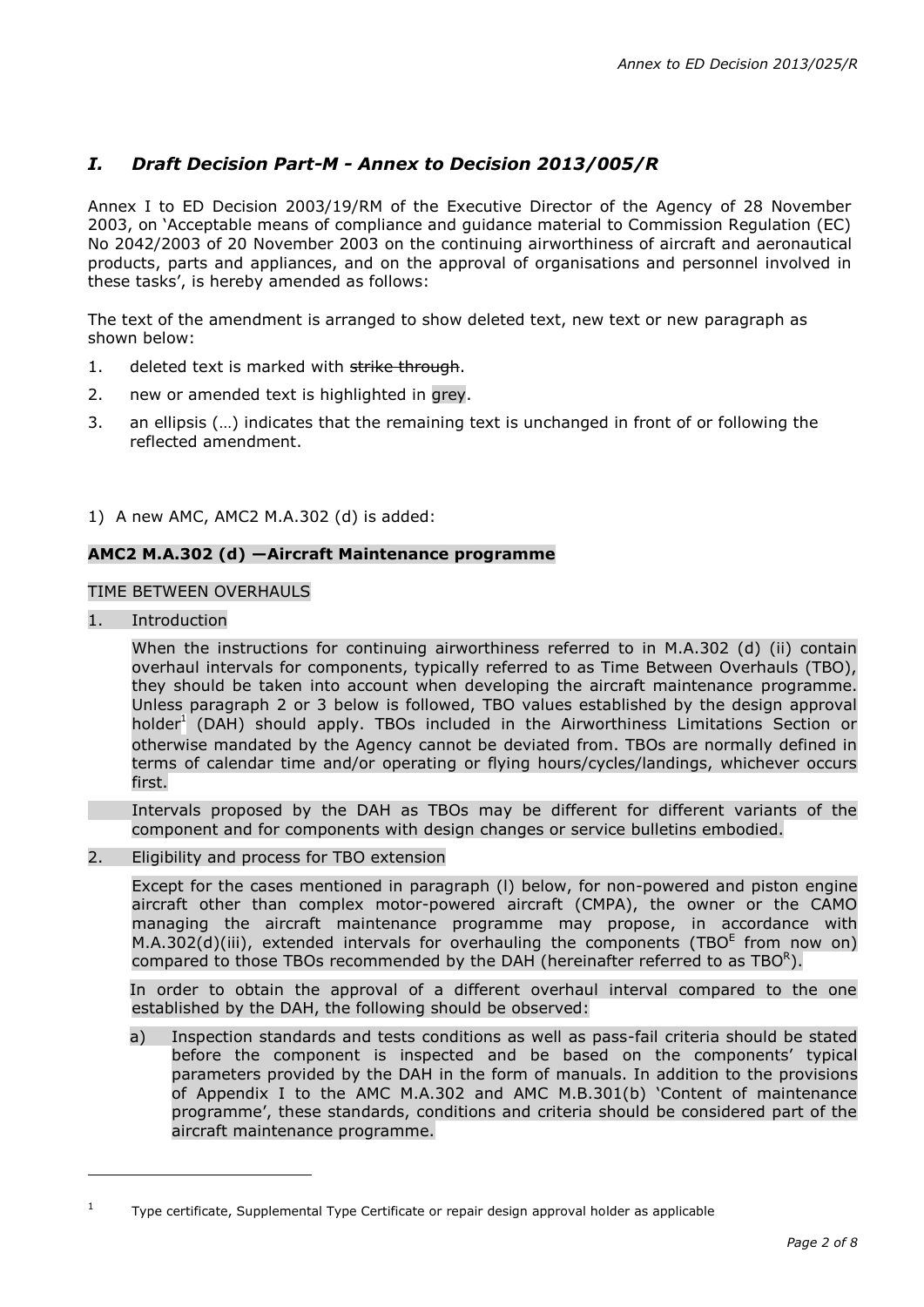## *I. Draft Decision Part-M - Annex to Decision 2013/005/R*

Annex I to ED Decision 2003/19/RM of the Executive Director of the Agency of 28 November 2003, on 'Acceptable means of compliance and guidance material to Commission Regulation (EC) No 2042/2003 of 20 November 2003 on the continuing airworthiness of aircraft and aeronautical products, parts and appliances, and on the approval of organisations and personnel involved in these tasks', is hereby amended as follows:

The text of the amendment is arranged to show deleted text, new text or new paragraph as shown below:

1. deleted text is marked with ~~strike through~~.
2. new or amended text is highlighted in grey.
3. an ellipsis (…) indicates that the remaining text is unchanged in front of or following the reflected amendment.

1) A new AMC, AMC2 M.A.302 (d) is added:

**AMC2 M.A.302 (d) —Aircraft Maintenance programme**

TIME BETWEEN OVERHAULS

1. Introduction

   When the instructions for continuing airworthiness referred to in M.A.302 (d) (ii) contain overhaul intervals for components, typically referred to as Time Between Overhauls (TBO), they should be taken into account when developing the aircraft maintenance programme. Unless paragraph 2 or 3 below is followed, TBO values established by the design approval holder[1] (DAH) should apply. TBOs included in the Airworthiness Limitations Section or otherwise mandated by the Agency cannot be deviated from. TBOs are normally defined in terms of calendar time and/or operating or flying hours/cycles/landings, whichever occurs first.

   Intervals proposed by the DAH as TBOs may be different for different variants of the component and for components with design changes or service bulletins embodied.

2. Eligibility and process for TBO extension

   Except for the cases mentioned in paragraph (l) below, for non-powered and piston engine aircraft other than complex motor-powered aircraft (CMPA), the owner or the CAMO managing the aircraft maintenance programme may propose, in accordance with M.A.302(d)(iii), extended intervals for overhauling the components ($TBO^E$ from now on) compared to those TBOs recommended by the DAH (hereinafter referred to as $TBO^R$).

   In order to obtain the approval of a different overhaul interval compared to the one established by the DAH, the following should be observed:

   a) Inspection standards and tests conditions as well as pass-fail criteria should be stated before the component is inspected and be based on the components' typical parameters provided by the DAH in the form of manuals. In addition to the provisions of Appendix I to the AMC M.A.302 and AMC M.B.301(b) 'Content of maintenance programme', these standards, conditions and criteria should be considered part of the aircraft maintenance programme.

[1] Type certificate, Supplemental Type Certificate or repair design approval holder as applicable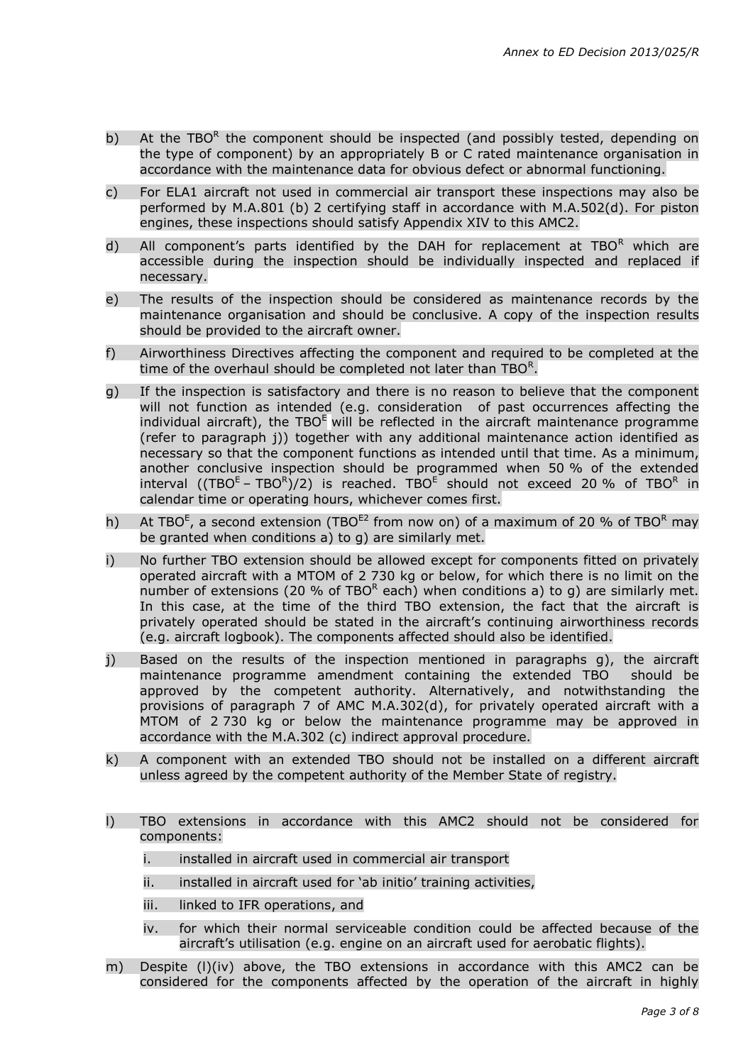b) At the $TBO^R$ the component should be inspected (and possibly tested, depending on the type of component) by an appropriately B or C rated maintenance organisation in accordance with the maintenance data for obvious defect or abnormal functioning.

c) For ELA1 aircraft not used in commercial air transport these inspections may also be performed by M.A.801 (b) 2 certifying staff in accordance with M.A.502(d). For piston engines, these inspections should satisfy Appendix XIV to this AMC2.

d) All component's parts identified by the DAH for replacement at $TBO^R$ which are accessible during the inspection should be individually inspected and replaced if necessary.

e) The results of the inspection should be considered as maintenance records by the maintenance organisation and should be conclusive. A copy of the inspection results should be provided to the aircraft owner.

f) Airworthiness Directives affecting the component and required to be completed at the time of the overhaul should be completed not later than $TBO^R$.

g) If the inspection is satisfactory and there is no reason to believe that the component will not function as intended (e.g. consideration of past occurrences affecting the individual aircraft), the $TBO^E$ will be reflected in the aircraft maintenance programme (refer to paragraph j)) together with any additional maintenance action identified as necessary so that the component functions as intended until that time. As a minimum, another conclusive inspection should be programmed when 50 % of the extended interval $((TBO^E - TBO^R)/2)$ is reached. $TBO^E$ should not exceed 20 % of $TBO^R$ in calendar time or operating hours, whichever comes first.

h) At $TBO^E$, a second extension ($TBO^{E2}$ from now on) of a maximum of 20 % of $TBO^R$ may be granted when conditions a) to g) are similarly met.

i) No further TBO extension should be allowed except for components fitted on privately operated aircraft with a MTOM of 2 730 kg or below, for which there is no limit on the number of extensions (20 % of $TBO^R$ each) when conditions a) to g) are similarly met. In this case, at the time of the third TBO extension, the fact that the aircraft is privately operated should be stated in the aircraft's continuing airworthiness records (e.g. aircraft logbook). The components affected should also be identified.

j) Based on the results of the inspection mentioned in paragraphs g), the aircraft maintenance programme amendment containing the extended TBO should be approved by the competent authority. Alternatively, and notwithstanding the provisions of paragraph 7 of AMC M.A.302(d), for privately operated aircraft with a MTOM of 2 730 kg or below the maintenance programme may be approved in accordance with the M.A.302 (c) indirect approval procedure.

k) A component with an extended TBO should not be installed on a different aircraft unless agreed by the competent authority of the Member State of registry.

l) TBO extensions in accordance with this AMC2 should not be considered for components:

   i. installed in aircraft used in commercial air transport

   ii. installed in aircraft used for 'ab initio' training activities,

   iii. linked to IFR operations, and

   iv. for which their normal serviceable condition could be affected because of the aircraft's utilisation (e.g. engine on an aircraft used for aerobatic flights).

m) Despite (l)(iv) above, the TBO extensions in accordance with this AMC2 can be considered for the components affected by the operation of the aircraft in highly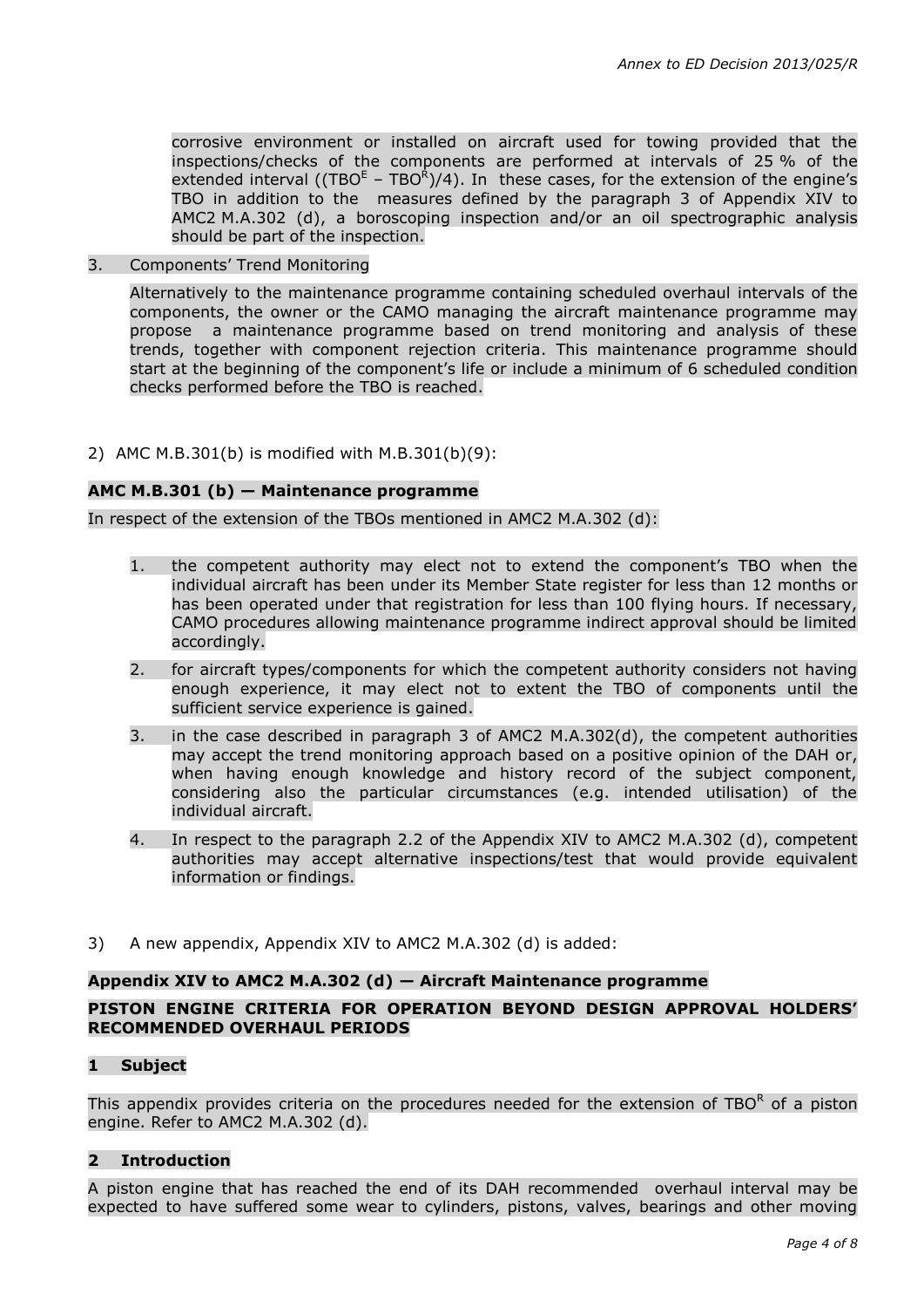corrosive environment or installed on aircraft used for towing provided that the inspections/checks of the components are performed at intervals of 25 % of the extended interval (($TBO^E$ – $TBO^R$)/4). In these cases, for the extension of the engine's TBO in addition to the measures defined by the paragraph 3 of Appendix XIV to AMC2 M.A.302 (d), a boroscoping inspection and/or an oil spectrographic analysis should be part of the inspection.

3. Components' Trend Monitoring

   Alternatively to the maintenance programme containing scheduled overhaul intervals of the components, the owner or the CAMO managing the aircraft maintenance programme may propose a maintenance programme based on trend monitoring and analysis of these trends, together with component rejection criteria. This maintenance programme should start at the beginning of the component's life or include a minimum of 6 scheduled condition checks performed before the TBO is reached.

2) AMC M.B.301(b) is modified with M.B.301(b)(9):

**AMC M.B.301 (b) — Maintenance programme**

In respect of the extension of the TBOs mentioned in AMC2 M.A.302 (d):

1. the competent authority may elect not to extend the component's TBO when the individual aircraft has been under its Member State register for less than 12 months or has been operated under that registration for less than 100 flying hours. If necessary, CAMO procedures allowing maintenance programme indirect approval should be limited accordingly.
2. for aircraft types/components for which the competent authority considers not having enough experience, it may elect not to extent the TBO of components until the sufficient service experience is gained.
3. in the case described in paragraph 3 of AMC2 M.A.302(d), the competent authorities may accept the trend monitoring approach based on a positive opinion of the DAH or, when having enough knowledge and history record of the subject component, considering also the particular circumstances (e.g. intended utilisation) of the individual aircraft.
4. In respect to the paragraph 2.2 of the Appendix XIV to AMC2 M.A.302 (d), competent authorities may accept alternative inspections/test that would provide equivalent information or findings.

3) A new appendix, Appendix XIV to AMC2 M.A.302 (d) is added:

**Appendix XIV to AMC2 M.A.302 (d) — Aircraft Maintenance programme**

**PISTON ENGINE CRITERIA FOR OPERATION BEYOND DESIGN APPROVAL HOLDERS' RECOMMENDED OVERHAUL PERIODS**

## 1 Subject

This appendix provides criteria on the procedures needed for the extension of $TBO^R$ of a piston engine. Refer to AMC2 M.A.302 (d).

## 2 Introduction

A piston engine that has reached the end of its DAH recommended overhaul interval may be expected to have suffered some wear to cylinders, pistons, valves, bearings and other moving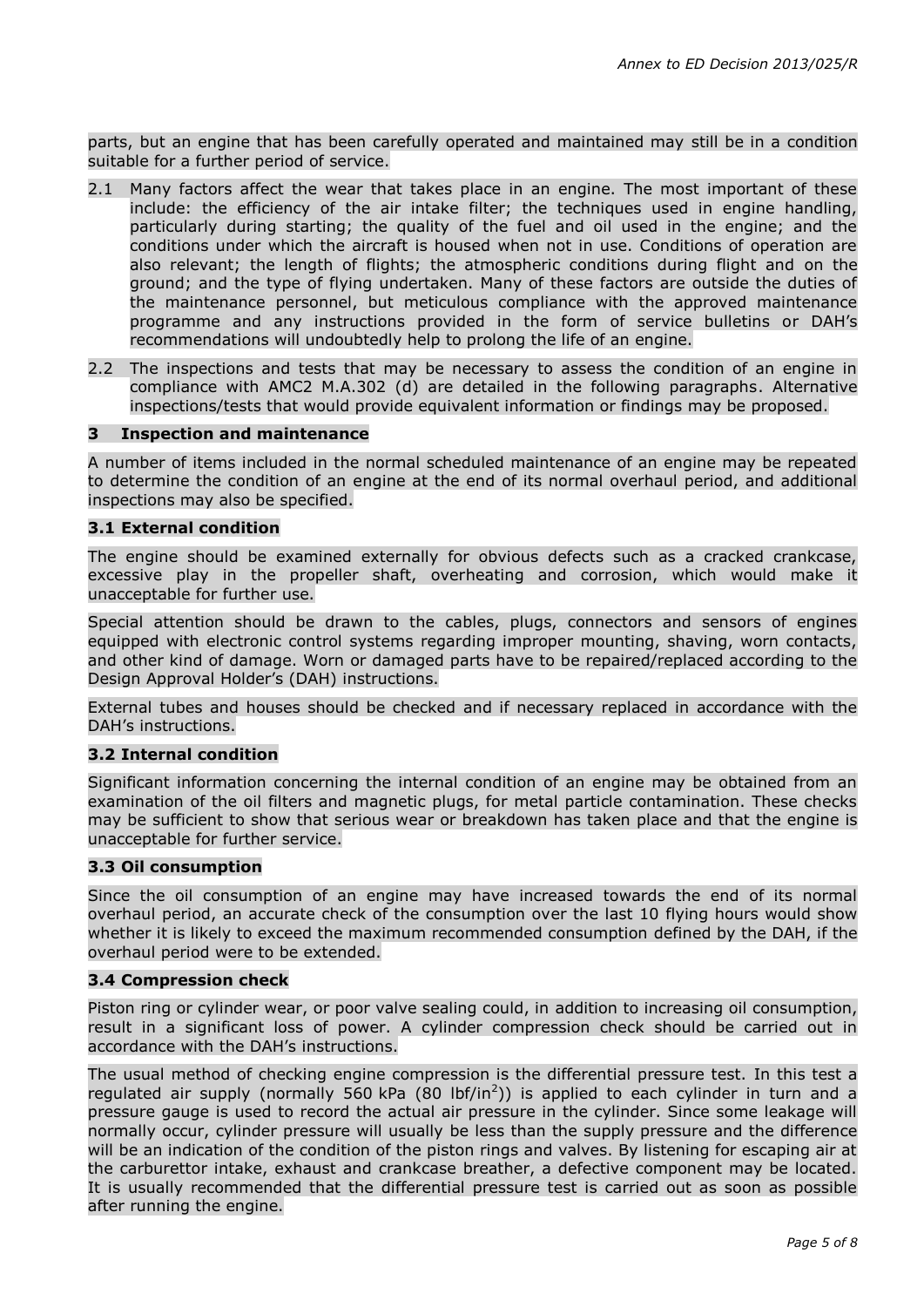parts, but an engine that has been carefully operated and maintained may still be in a condition suitable for a further period of service.

2.1 Many factors affect the wear that takes place in an engine. The most important of these include: the efficiency of the air intake filter; the techniques used in engine handling, particularly during starting; the quality of the fuel and oil used in the engine; and the conditions under which the aircraft is housed when not in use. Conditions of operation are also relevant; the length of flights; the atmospheric conditions during flight and on the ground; and the type of flying undertaken. Many of these factors are outside the duties of the maintenance personnel, but meticulous compliance with the approved maintenance programme and any instructions provided in the form of service bulletins or DAH's recommendations will undoubtedly help to prolong the life of an engine.

2.2 The inspections and tests that may be necessary to assess the condition of an engine in compliance with AMC2 M.A.302 (d) are detailed in the following paragraphs. Alternative inspections/tests that would provide equivalent information or findings may be proposed.

## 3 Inspection and maintenance

A number of items included in the normal scheduled maintenance of an engine may be repeated to determine the condition of an engine at the end of its normal overhaul period, and additional inspections may also be specified.

### 3.1 External condition

The engine should be examined externally for obvious defects such as a cracked crankcase, excessive play in the propeller shaft, overheating and corrosion, which would make it unacceptable for further use.

Special attention should be drawn to the cables, plugs, connectors and sensors of engines equipped with electronic control systems regarding improper mounting, shaving, worn contacts, and other kind of damage. Worn or damaged parts have to be repaired/replaced according to the Design Approval Holder's (DAH) instructions.

External tubes and houses should be checked and if necessary replaced in accordance with the DAH's instructions.

### 3.2 Internal condition

Significant information concerning the internal condition of an engine may be obtained from an examination of the oil filters and magnetic plugs, for metal particle contamination. These checks may be sufficient to show that serious wear or breakdown has taken place and that the engine is unacceptable for further service.

### 3.3 Oil consumption

Since the oil consumption of an engine may have increased towards the end of its normal overhaul period, an accurate check of the consumption over the last 10 flying hours would show whether it is likely to exceed the maximum recommended consumption defined by the DAH, if the overhaul period were to be extended.

### 3.4 Compression check

Piston ring or cylinder wear, or poor valve sealing could, in addition to increasing oil consumption, result in a significant loss of power. A cylinder compression check should be carried out in accordance with the DAH's instructions.

The usual method of checking engine compression is the differential pressure test. In this test a regulated air supply (normally 560 kPa (80 lbf/in$^2$)) is applied to each cylinder in turn and a pressure gauge is used to record the actual air pressure in the cylinder. Since some leakage will normally occur, cylinder pressure will usually be less than the supply pressure and the difference will be an indication of the condition of the piston rings and valves. By listening for escaping air at the carburettor intake, exhaust and crankcase breather, a defective component may be located. It is usually recommended that the differential pressure test is carried out as soon as possible after running the engine.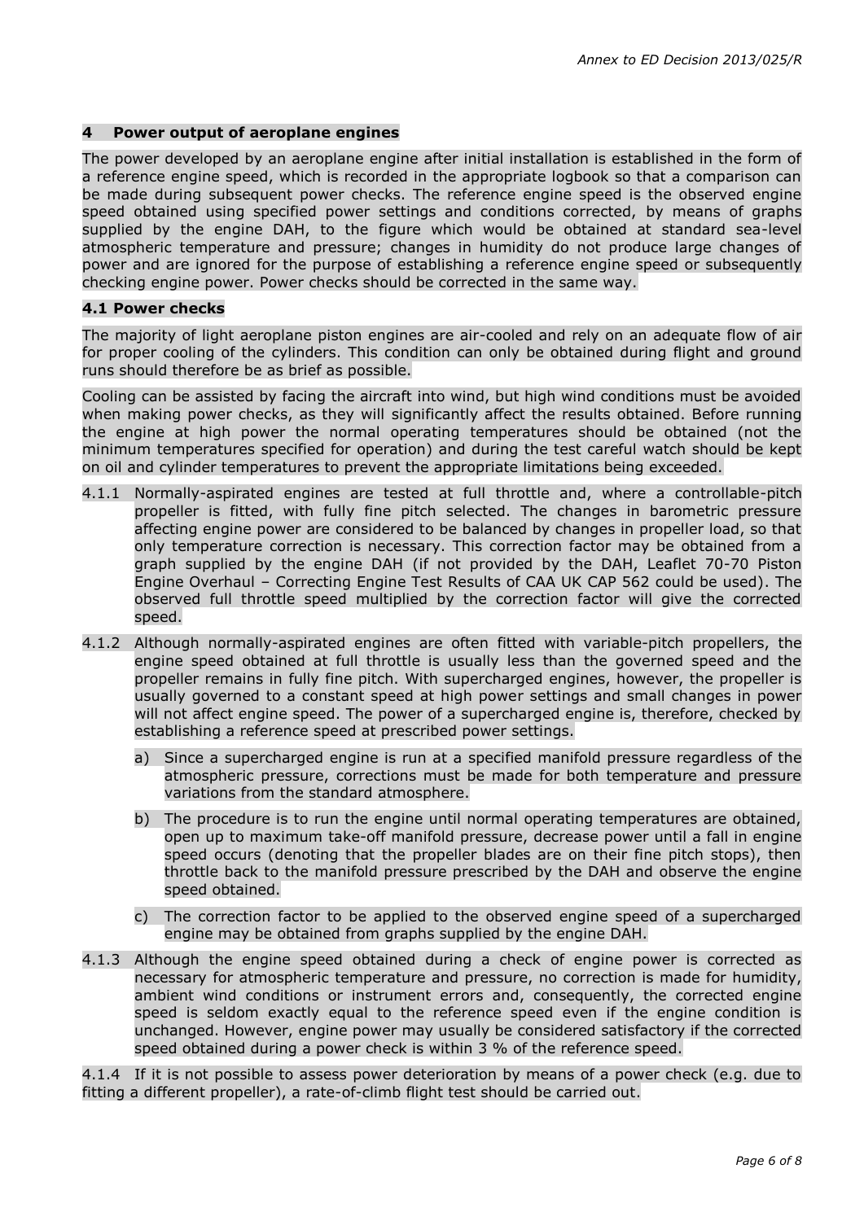## 4 Power output of aeroplane engines

The power developed by an aeroplane engine after initial installation is established in the form of a reference engine speed, which is recorded in the appropriate logbook so that a comparison can be made during subsequent power checks. The reference engine speed is the observed engine speed obtained using specified power settings and conditions corrected, by means of graphs supplied by the engine DAH, to the figure which would be obtained at standard sea-level atmospheric temperature and pressure; changes in humidity do not produce large changes of power and are ignored for the purpose of establishing a reference engine speed or subsequently checking engine power. Power checks should be corrected in the same way.

### 4.1 Power checks

The majority of light aeroplane piston engines are air-cooled and rely on an adequate flow of air for proper cooling of the cylinders. This condition can only be obtained during flight and ground runs should therefore be as brief as possible.

Cooling can be assisted by facing the aircraft into wind, but high wind conditions must be avoided when making power checks, as they will significantly affect the results obtained. Before running the engine at high power the normal operating temperatures should be obtained (not the minimum temperatures specified for operation) and during the test careful watch should be kept on oil and cylinder temperatures to prevent the appropriate limitations being exceeded.

4.1.1 Normally-aspirated engines are tested at full throttle and, where a controllable-pitch propeller is fitted, with fully fine pitch selected. The changes in barometric pressure affecting engine power are considered to be balanced by changes in propeller load, so that only temperature correction is necessary. This correction factor may be obtained from a graph supplied by the engine DAH (if not provided by the DAH, Leaflet 70-70 Piston Engine Overhaul – Correcting Engine Test Results of CAA UK CAP 562 could be used). The observed full throttle speed multiplied by the correction factor will give the corrected speed.

4.1.2 Although normally-aspirated engines are often fitted with variable-pitch propellers, the engine speed obtained at full throttle is usually less than the governed speed and the propeller remains in fully fine pitch. With supercharged engines, however, the propeller is usually governed to a constant speed at high power settings and small changes in power will not affect engine speed. The power of a supercharged engine is, therefore, checked by establishing a reference speed at prescribed power settings.

a) Since a supercharged engine is run at a specified manifold pressure regardless of the atmospheric pressure, corrections must be made for both temperature and pressure variations from the standard atmosphere.

b) The procedure is to run the engine until normal operating temperatures are obtained, open up to maximum take-off manifold pressure, decrease power until a fall in engine speed occurs (denoting that the propeller blades are on their fine pitch stops), then throttle back to the manifold pressure prescribed by the DAH and observe the engine speed obtained.

c) The correction factor to be applied to the observed engine speed of a supercharged engine may be obtained from graphs supplied by the engine DAH.

4.1.3 Although the engine speed obtained during a check of engine power is corrected as necessary for atmospheric temperature and pressure, no correction is made for humidity, ambient wind conditions or instrument errors and, consequently, the corrected engine speed is seldom exactly equal to the reference speed even if the engine condition is unchanged. However, engine power may usually be considered satisfactory if the corrected speed obtained during a power check is within 3 % of the reference speed.

4.1.4 If it is not possible to assess power deterioration by means of a power check (e.g. due to fitting a different propeller), a rate-of-climb flight test should be carried out.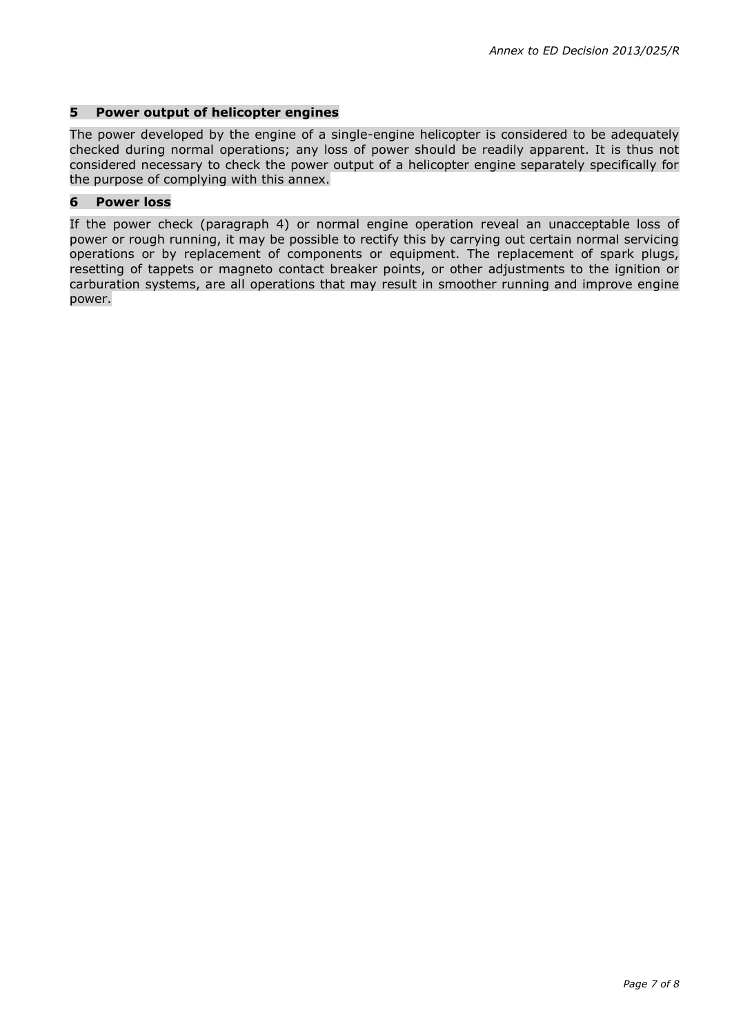## 5 Power output of helicopter engines

The power developed by the engine of a single-engine helicopter is considered to be adequately checked during normal operations; any loss of power should be readily apparent. It is thus not considered necessary to check the power output of a helicopter engine separately specifically for the purpose of complying with this annex.

## 6 Power loss

If the power check (paragraph 4) or normal engine operation reveal an unacceptable loss of power or rough running, it may be possible to rectify this by carrying out certain normal servicing operations or by replacement of components or equipment. The replacement of spark plugs, resetting of tappets or magneto contact breaker points, or other adjustments to the ignition or carburation systems, are all operations that may result in smoother running and improve engine power.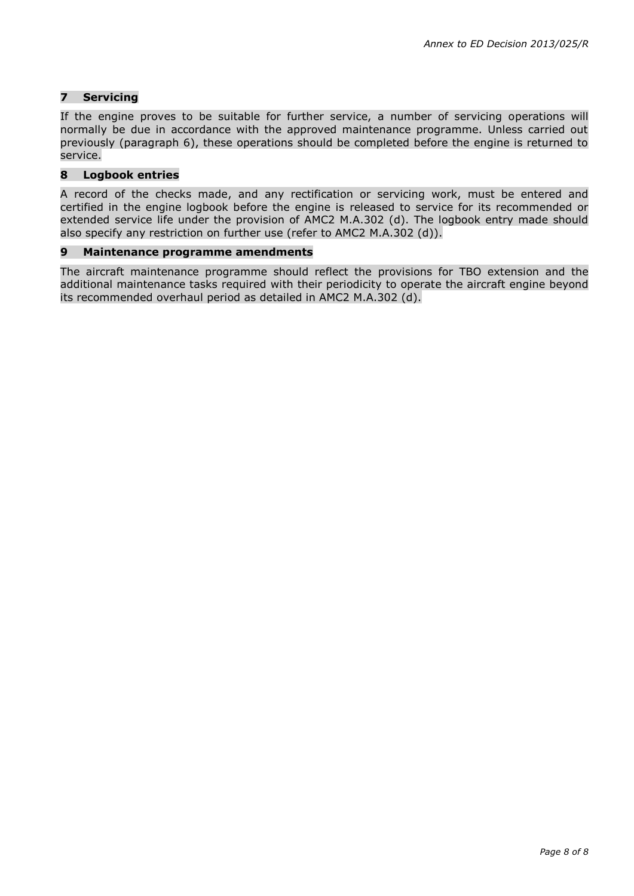## 7 Servicing

If the engine proves to be suitable for further service, a number of servicing operations will normally be due in accordance with the approved maintenance programme. Unless carried out previously (paragraph 6), these operations should be completed before the engine is returned to service.

## 8 Logbook entries

A record of the checks made, and any rectification or servicing work, must be entered and certified in the engine logbook before the engine is released to service for its recommended or extended service life under the provision of AMC2 M.A.302 (d). The logbook entry made should also specify any restriction on further use (refer to AMC2 M.A.302 (d)).

## 9 Maintenance programme amendments

The aircraft maintenance programme should reflect the provisions for TBO extension and the additional maintenance tasks required with their periodicity to operate the aircraft engine beyond its recommended overhaul period as detailed in AMC2 M.A.302 (d).